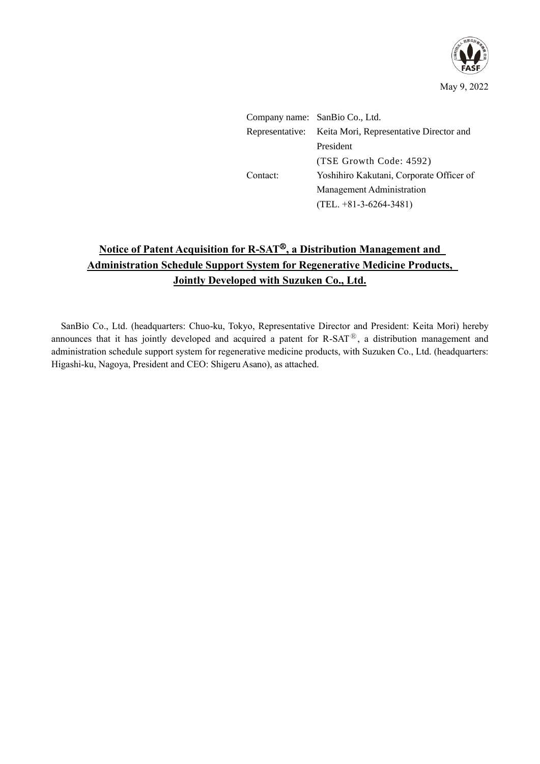May 9, 2022

Company name: SanBio Co., Ltd.
Representative: Keita Mori, Representative Director and President
(TSE Growth Code: 4592)
Contact: Yoshihiro Kakutani, Corporate Officer of Management Administration
(TEL. +81-3-6264-3481)

# Notice of Patent Acquisition for R-SAT®, a Distribution Management and Administration Schedule Support System for Regenerative Medicine Products, Jointly Developed with Suzuken Co., Ltd.

SanBio Co., Ltd. (headquarters: Chuo-ku, Tokyo, Representative Director and President: Keita Mori) hereby announces that it has jointly developed and acquired a patent for R-SAT®, a distribution management and administration schedule support system for regenerative medicine products, with Suzuken Co., Ltd. (headquarters: Higashi-ku, Nagoya, President and CEO: Shigeru Asano), as attached.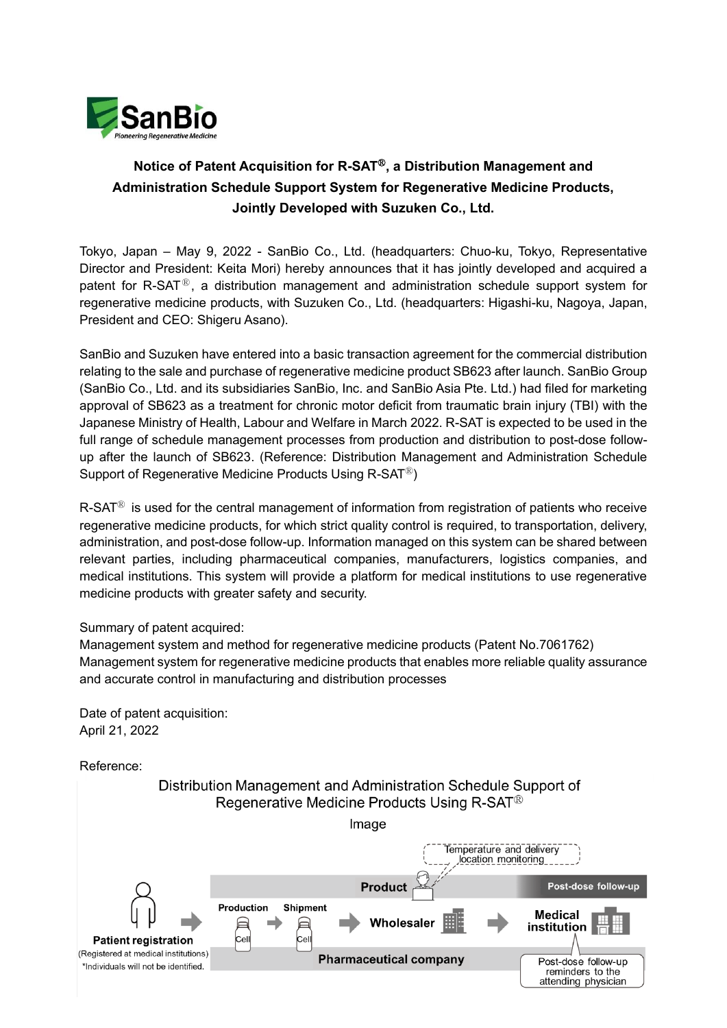# Notice of Patent Acquisition for R-SAT®, a Distribution Management and Administration Schedule Support System for Regenerative Medicine Products, Jointly Developed with Suzuken Co., Ltd.

Tokyo, Japan – May 9, 2022 - SanBio Co., Ltd. (headquarters: Chuo-ku, Tokyo, Representative Director and President: Keita Mori) hereby announces that it has jointly developed and acquired a patent for R-SAT®, a distribution management and administration schedule support system for regenerative medicine products, with Suzuken Co., Ltd. (headquarters: Higashi-ku, Nagoya, Japan, President and CEO: Shigeru Asano).

SanBio and Suzuken have entered into a basic transaction agreement for the commercial distribution relating to the sale and purchase of regenerative medicine product SB623 after launch. SanBio Group (SanBio Co., Ltd. and its subsidiaries SanBio, Inc. and SanBio Asia Pte. Ltd.) had filed for marketing approval of SB623 as a treatment for chronic motor deficit from traumatic brain injury (TBI) with the Japanese Ministry of Health, Labour and Welfare in March 2022. R-SAT is expected to be used in the full range of schedule management processes from production and distribution to post-dose follow-up after the launch of SB623. (Reference: Distribution Management and Administration Schedule Support of Regenerative Medicine Products Using R-SAT®)

R-SAT® is used for the central management of information from registration of patients who receive regenerative medicine products, for which strict quality control is required, to transportation, delivery, administration, and post-dose follow-up. Information managed on this system can be shared between relevant parties, including pharmaceutical companies, manufacturers, logistics companies, and medical institutions. This system will provide a platform for medical institutions to use regenerative medicine products with greater safety and security.

Summary of patent acquired:
Management system and method for regenerative medicine products (Patent No.7061762)
Management system for regenerative medicine products that enables more reliable quality assurance and accurate control in manufacturing and distribution processes

Date of patent acquisition:
April 21, 2022

Reference:

Distribution Management and Administration Schedule Support of Regenerative Medicine Products Using R-SAT®

Image

Temperature and delivery location monitoring

Product — Post-dose follow-up

Patient registration (Registered at medical institutions) *Individuals will not be identified. → Production (Cell) → Shipment (Cell) → Wholesaler → Medical institution

Pharmaceutical company

Post-dose follow-up reminders to the attending physician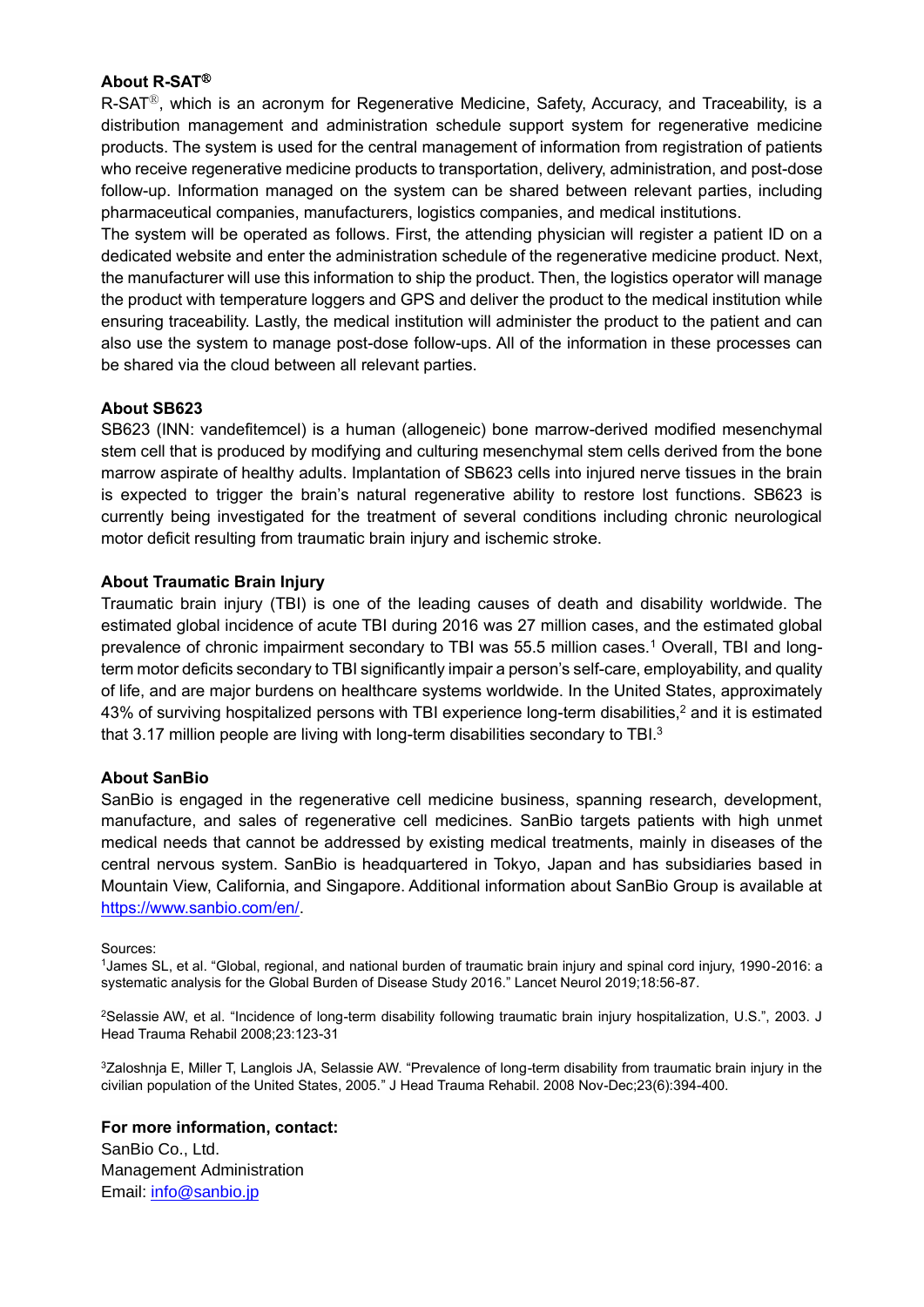**About R-SAT®**

R-SAT®, which is an acronym for Regenerative Medicine, Safety, Accuracy, and Traceability, is a distribution management and administration schedule support system for regenerative medicine products. The system is used for the central management of information from registration of patients who receive regenerative medicine products to transportation, delivery, administration, and post-dose follow-up. Information managed on the system can be shared between relevant parties, including pharmaceutical companies, manufacturers, logistics companies, and medical institutions.

The system will be operated as follows. First, the attending physician will register a patient ID on a dedicated website and enter the administration schedule of the regenerative medicine product. Next, the manufacturer will use this information to ship the product. Then, the logistics operator will manage the product with temperature loggers and GPS and deliver the product to the medical institution while ensuring traceability. Lastly, the medical institution will administer the product to the patient and can also use the system to manage post-dose follow-ups. All of the information in these processes can be shared via the cloud between all relevant parties.

**About SB623**

SB623 (INN: vandefitemcel) is a human (allogeneic) bone marrow-derived modified mesenchymal stem cell that is produced by modifying and culturing mesenchymal stem cells derived from the bone marrow aspirate of healthy adults. Implantation of SB623 cells into injured nerve tissues in the brain is expected to trigger the brain's natural regenerative ability to restore lost functions. SB623 is currently being investigated for the treatment of several conditions including chronic neurological motor deficit resulting from traumatic brain injury and ischemic stroke.

**About Traumatic Brain Injury**

Traumatic brain injury (TBI) is one of the leading causes of death and disability worldwide. The estimated global incidence of acute TBI during 2016 was 27 million cases, and the estimated global prevalence of chronic impairment secondary to TBI was 55.5 million cases.[1] Overall, TBI and long-term motor deficits secondary to TBI significantly impair a person's self-care, employability, and quality of life, and are major burdens on healthcare systems worldwide. In the United States, approximately 43% of surviving hospitalized persons with TBI experience long-term disabilities,[2] and it is estimated that 3.17 million people are living with long-term disabilities secondary to TBI.[3]

**About SanBio**

SanBio is engaged in the regenerative cell medicine business, spanning research, development, manufacture, and sales of regenerative cell medicines. SanBio targets patients with high unmet medical needs that cannot be addressed by existing medical treatments, mainly in diseases of the central nervous system. SanBio is headquartered in Tokyo, Japan and has subsidiaries based in Mountain View, California, and Singapore. Additional information about SanBio Group is available at https://www.sanbio.com/en/.

Sources:

[1]James SL, et al. "Global, regional, and national burden of traumatic brain injury and spinal cord injury, 1990-2016: a systematic analysis for the Global Burden of Disease Study 2016." Lancet Neurol 2019;18:56-87.

[2]Selassie AW, et al. "Incidence of long-term disability following traumatic brain injury hospitalization, U.S.", 2003. J Head Trauma Rehabil 2008;23:123-31

[3]Zaloshnja E, Miller T, Langlois JA, Selassie AW. "Prevalence of long-term disability from traumatic brain injury in the civilian population of the United States, 2005." J Head Trauma Rehabil. 2008 Nov-Dec;23(6):394-400.

**For more information, contact:**

SanBio Co., Ltd.
Management Administration
Email: info@sanbio.jp